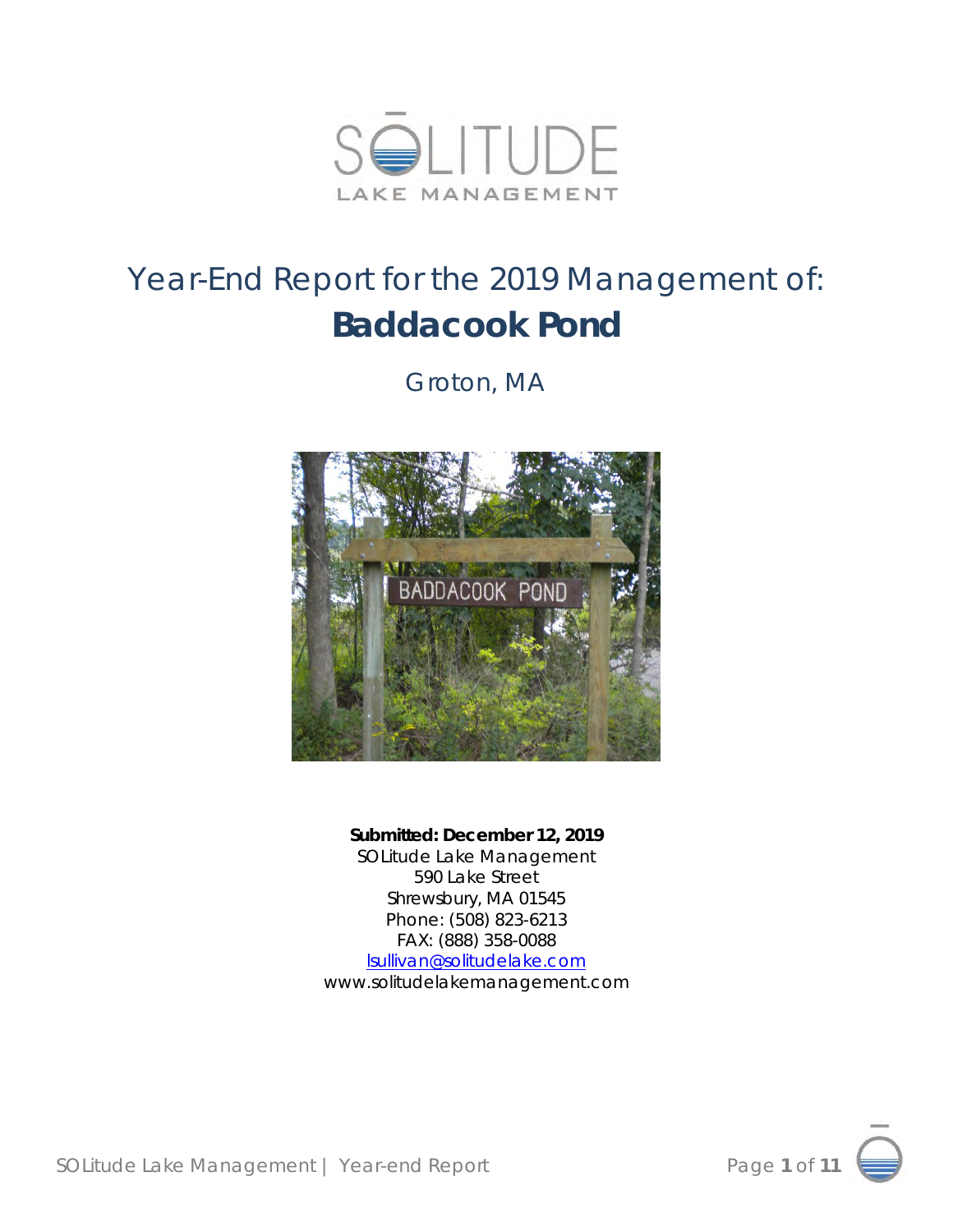SOLITUDE

LAKE MANAGEMENT

# Year-End Report for the 2019 Management of:

# **Baddacook Pond**

Groton, MA

**Submitted: December 12, 2019**

SOLitude Lake Management

590 Lake Street

Shrewsbury, MA 01545

Phone: (508) 823-6213

FAX: (888) 358-0088

lsullivan@solitudelake.com

www.solitudelakemanagement.com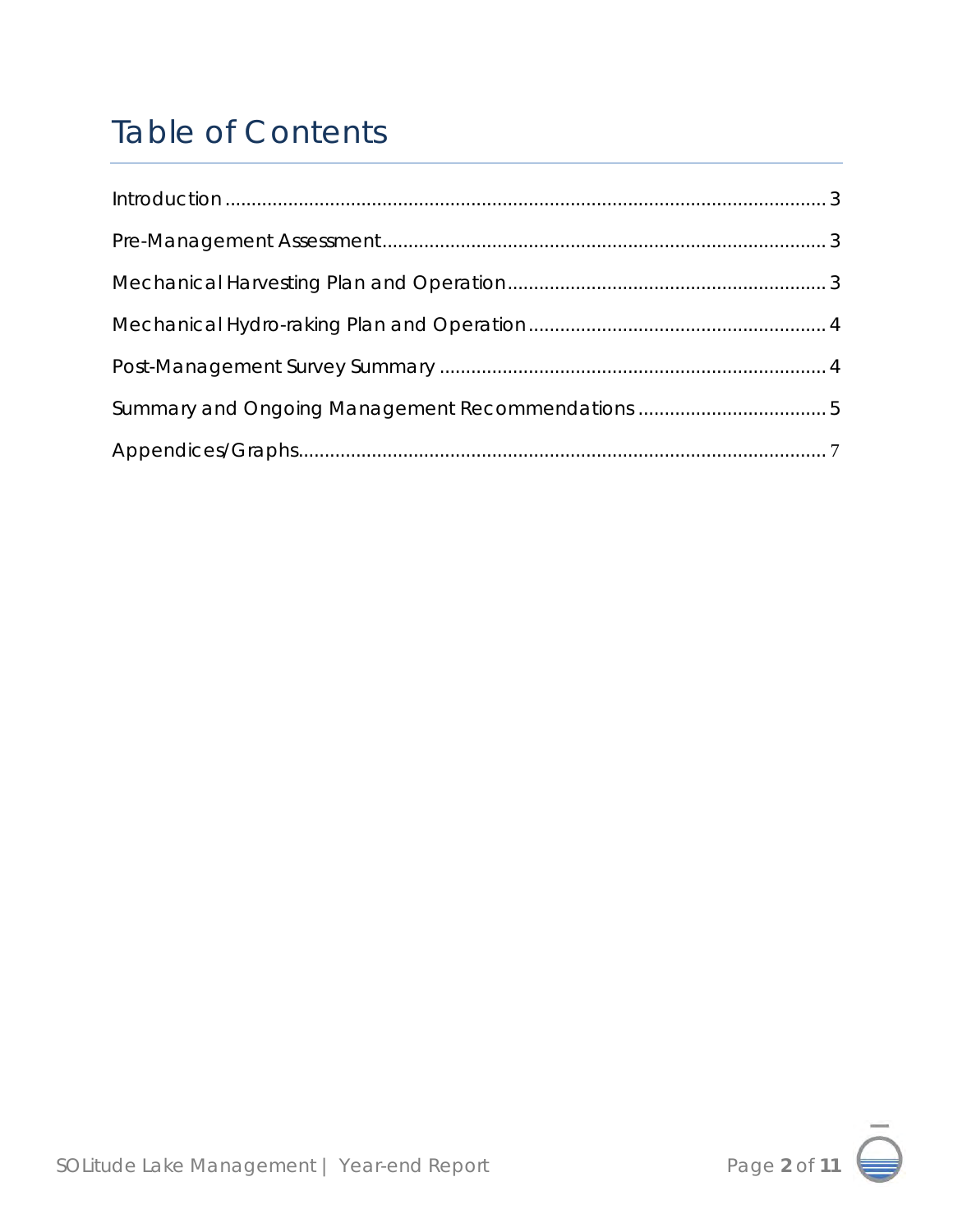# Table of Contents

Introduction .......... 3

Pre-Management Assessment .......... 3

Mechanical Harvesting Plan and Operation .......... 3

Mechanical Hydro-raking Plan and Operation .......... 4

Post-Management Survey Summary .......... 4

Summary and Ongoing Management Recommendations .......... 5

Appendices/Graphs .......... 7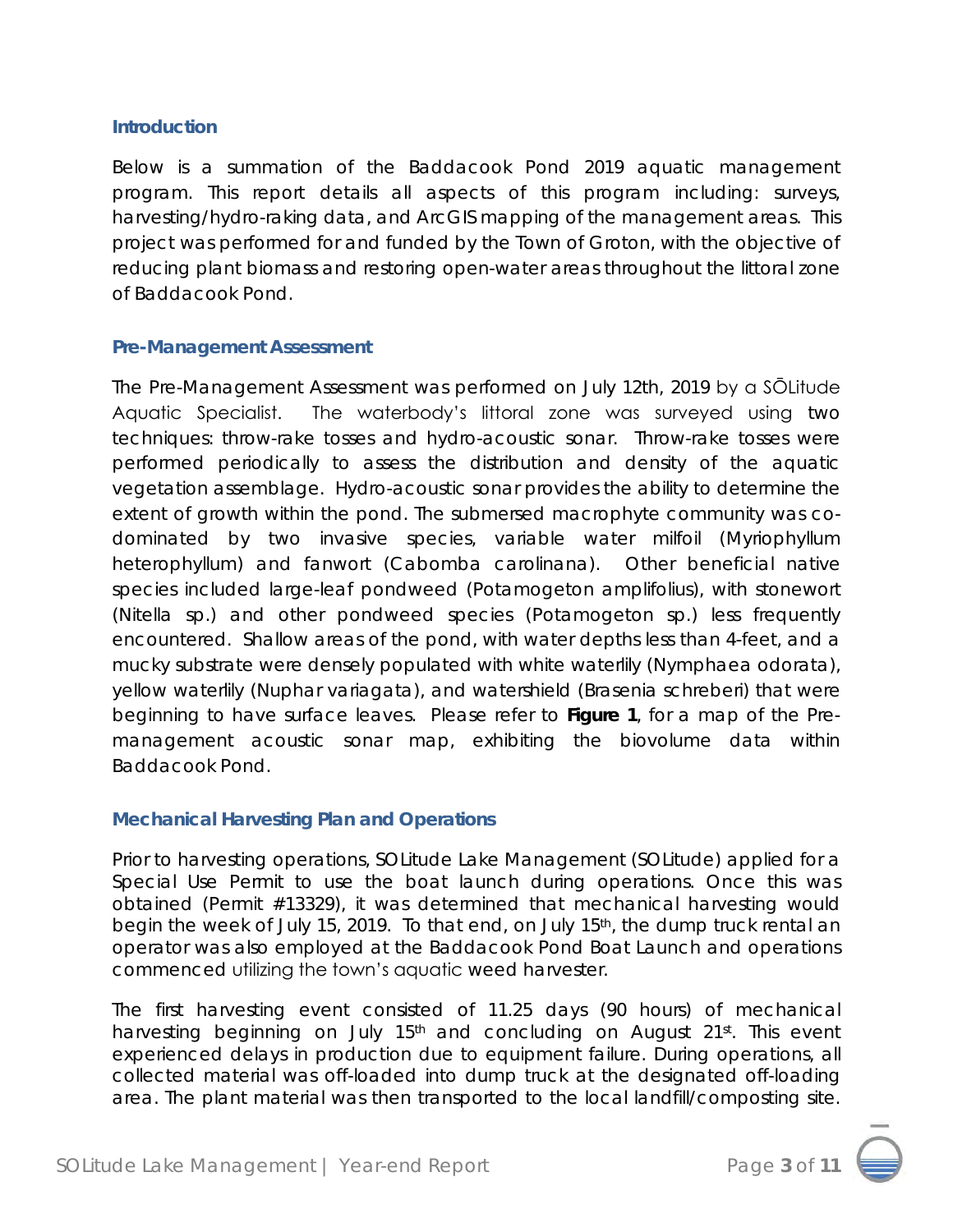### Introduction

Below is a summation of the Baddacook Pond 2019 aquatic management program. This report details all aspects of this program including: surveys, harvesting/hydro-raking data, and ArcGIS mapping of the management areas. This project was performed for and funded by the Town of Groton, with the objective of reducing plant biomass and restoring open-water areas throughout the littoral zone of Baddacook Pond.

### Pre-Management Assessment

The Pre-Management Assessment was performed on July 12th, 2019 by a SŌLitude Aquatic Specialist. The waterbody's littoral zone was surveyed using two techniques: throw-rake tosses and hydro-acoustic sonar. Throw-rake tosses were performed periodically to assess the distribution and density of the aquatic vegetation assemblage. Hydro-acoustic sonar provides the ability to determine the extent of growth within the pond. The submersed macrophyte community was co-dominated by two invasive species, variable water milfoil (*Myriophyllum heterophyllum*) and fanwort (*Cabomba carolinana*). Other beneficial native species included large-leaf pondweed (*Potamogeton amplifolius*), with stonewort (*Nitella sp.*) and other pondweed species (*Potamogeton sp.*) less frequently encountered. Shallow areas of the pond, with water depths less than 4-feet, and a mucky substrate were densely populated with white waterlily (*Nymphaea odorata*), yellow waterlily (*Nuphar variagata*), and watershield (*Brasenia schreberi*) that were beginning to have surface leaves. Please refer to **Figure 1**, for a map of the Pre-management acoustic sonar map, exhibiting the biovolume data within Baddacook Pond.

### Mechanical Harvesting Plan and Operations

Prior to harvesting operations, SOLitude Lake Management (SOLitude) applied for a Special Use Permit to use the boat launch during operations. Once this was obtained (Permit #13329), it was determined that mechanical harvesting would begin the week of July 15, 2019. To that end, on July 15th, the dump truck rental an operator was also employed at the Baddacook Pond Boat Launch and operations commenced utilizing the town's aquatic weed harvester.

The first harvesting event consisted of 11.25 days (90 hours) of mechanical harvesting beginning on July 15th and concluding on August 21st. This event experienced delays in production due to equipment failure. During operations, all collected material was off-loaded into dump truck at the designated off-loading area. The plant material was then transported to the local landfill/composting site.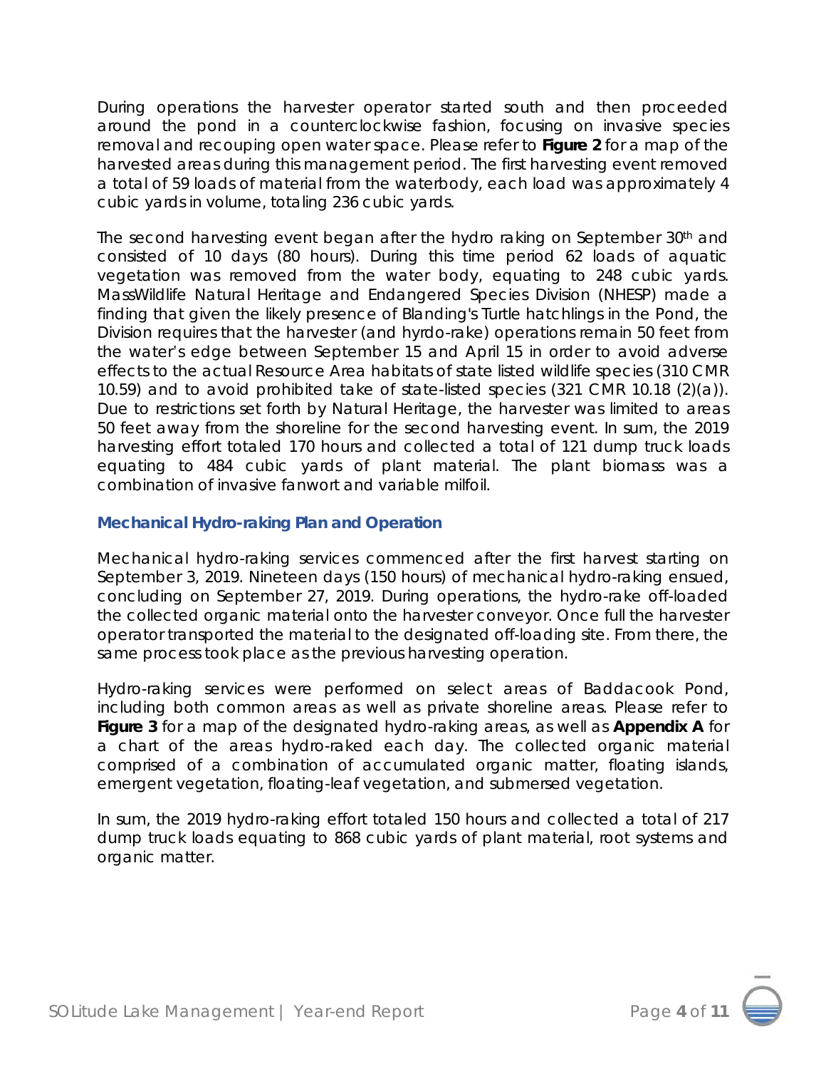During operations the harvester operator started south and then proceeded around the pond in a counterclockwise fashion, focusing on invasive species removal and recouping open water space. Please refer to **Figure 2** for a map of the harvested areas during this management period. The first harvesting event removed a total of 59 loads of material from the waterbody, each load was approximately 4 cubic yards in volume, totaling 236 cubic yards.

The second harvesting event began after the hydro raking on September 30th and consisted of 10 days (80 hours). During this time period 62 loads of aquatic vegetation was removed from the water body, equating to 248 cubic yards. MassWildlife Natural Heritage and Endangered Species Division (NHESP) made a finding that given the likely presence of Blanding's Turtle hatchlings in the Pond, the Division requires that the harvester (and hyrdo-rake) operations remain 50 feet from the water's edge between September 15 and April 15 in order to avoid adverse effects to the actual Resource Area habitats of state listed wildlife species (310 CMR 10.59) and to avoid prohibited take of state-listed species (321 CMR 10.18 (2)(a)). Due to restrictions set forth by Natural Heritage, the harvester was limited to areas 50 feet away from the shoreline for the second harvesting event. In sum, the 2019 harvesting effort totaled 170 hours and collected a total of 121 dump truck loads equating to 484 cubic yards of plant material. The plant biomass was a combination of invasive fanwort and variable milfoil.

### Mechanical Hydro-raking Plan and Operation

Mechanical hydro-raking services commenced after the first harvest starting on September 3, 2019. Nineteen days (150 hours) of mechanical hydro-raking ensued, concluding on September 27, 2019. During operations, the hydro-rake off-loaded the collected organic material onto the harvester conveyor. Once full the harvester operator transported the material to the designated off-loading site. From there, the same process took place as the previous harvesting operation.

Hydro-raking services were performed on select areas of Baddacook Pond, including both common areas as well as private shoreline areas. Please refer to **Figure 3** for a map of the designated hydro-raking areas, as well as **Appendix A** for a chart of the areas hydro-raked each day. The collected organic material comprised of a combination of accumulated organic matter, floating islands, emergent vegetation, floating-leaf vegetation, and submersed vegetation.

In sum, the 2019 hydro-raking effort totaled 150 hours and collected a total of 217 dump truck loads equating to 868 cubic yards of plant material, root systems and organic matter.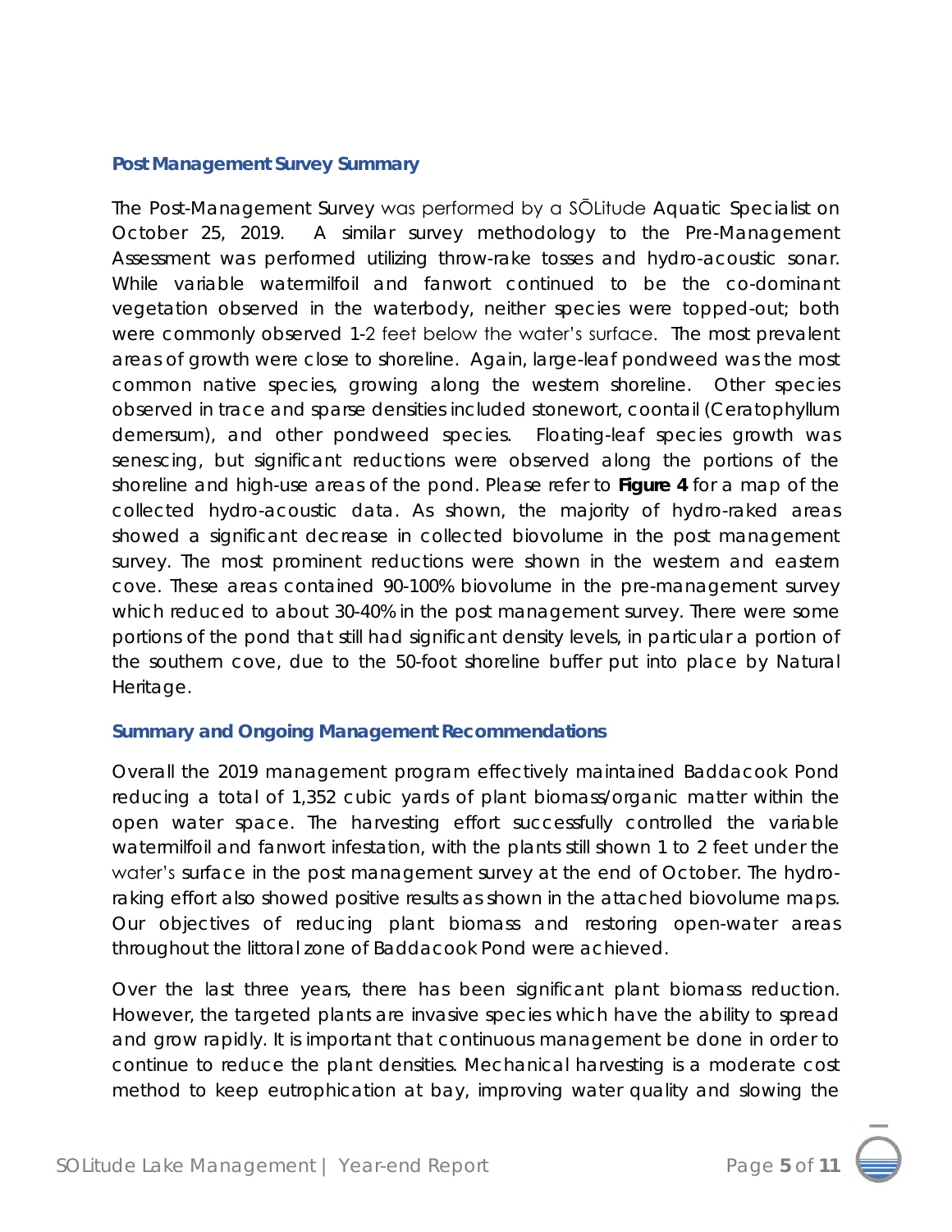### Post Management Survey Summary

The Post-Management Survey was performed by a SŌLitude Aquatic Specialist on October 25, 2019. A similar survey methodology to the Pre-Management Assessment was performed utilizing throw-rake tosses and hydro-acoustic sonar. While variable watermilfoil and fanwort continued to be the co-dominant vegetation observed in the waterbody, neither species were topped-out; both were commonly observed 1-2 feet below the water's surface. The most prevalent areas of growth were close to shoreline. Again, large-leaf pondweed was the most common native species, growing along the western shoreline. Other species observed in trace and sparse densities included stonewort, coontail (Ceratophyllum demersum), and other pondweed species. Floating-leaf species growth was senescing, but significant reductions were observed along the portions of the shoreline and high-use areas of the pond. Please refer to **Figure 4** for a map of the collected hydro-acoustic data. As shown, the majority of hydro-raked areas showed a significant decrease in collected biovolume in the post management survey. The most prominent reductions were shown in the western and eastern cove. These areas contained 90-100% biovolume in the pre-management survey which reduced to about 30-40% in the post management survey. There were some portions of the pond that still had significant density levels, in particular a portion of the southern cove, due to the 50-foot shoreline buffer put into place by Natural Heritage.

### Summary and Ongoing Management Recommendations

Overall the 2019 management program effectively maintained Baddacook Pond reducing a total of 1,352 cubic yards of plant biomass/organic matter within the open water space. The harvesting effort successfully controlled the variable watermilfoil and fanwort infestation, with the plants still shown 1 to 2 feet under the water's surface in the post management survey at the end of October. The hydro-raking effort also showed positive results as shown in the attached biovolume maps. Our objectives of reducing plant biomass and restoring open-water areas throughout the littoral zone of Baddacook Pond were achieved.

Over the last three years, there has been significant plant biomass reduction. However, the targeted plants are invasive species which have the ability to spread and grow rapidly. It is important that continuous management be done in order to continue to reduce the plant densities. Mechanical harvesting is a moderate cost method to keep eutrophication at bay, improving water quality and slowing the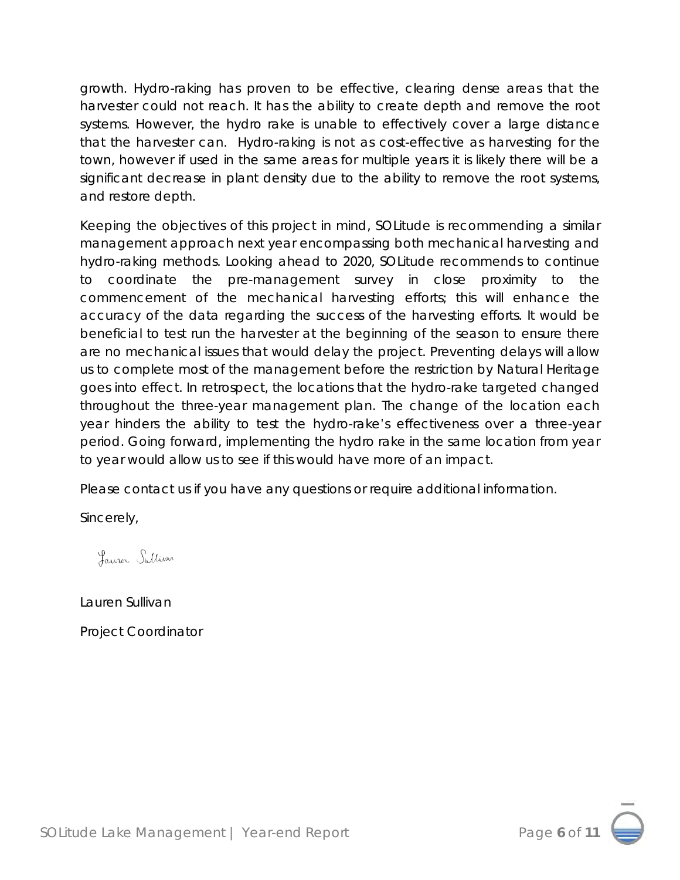growth. Hydro-raking has proven to be effective, clearing dense areas that the harvester could not reach. It has the ability to create depth and remove the root systems. However, the hydro rake is unable to effectively cover a large distance that the harvester can. Hydro-raking is not as cost-effective as harvesting for the town, however if used in the same areas for multiple years it is likely there will be a significant decrease in plant density due to the ability to remove the root systems, and restore depth.

Keeping the objectives of this project in mind, SOLitude is recommending a similar management approach next year encompassing both mechanical harvesting and hydro-raking methods. Looking ahead to 2020, SOLitude recommends to continue to coordinate the pre-management survey in close proximity to the commencement of the mechanical harvesting efforts; this will enhance the accuracy of the data regarding the success of the harvesting efforts. It would be beneficial to test run the harvester at the beginning of the season to ensure there are no mechanical issues that would delay the project. Preventing delays will allow us to complete most of the management before the restriction by Natural Heritage goes into effect. In retrospect, the locations that the hydro-rake targeted changed throughout the three-year management plan. The change of the location each year hinders the ability to test the hydro-rake's effectiveness over a three-year period. Going forward, implementing the hydro rake in the same location from year to year would allow us to see if this would have more of an impact.

Please contact us if you have any questions or require additional information.

Sincerely,

Lauren Sullivan

Lauren Sullivan

Project Coordinator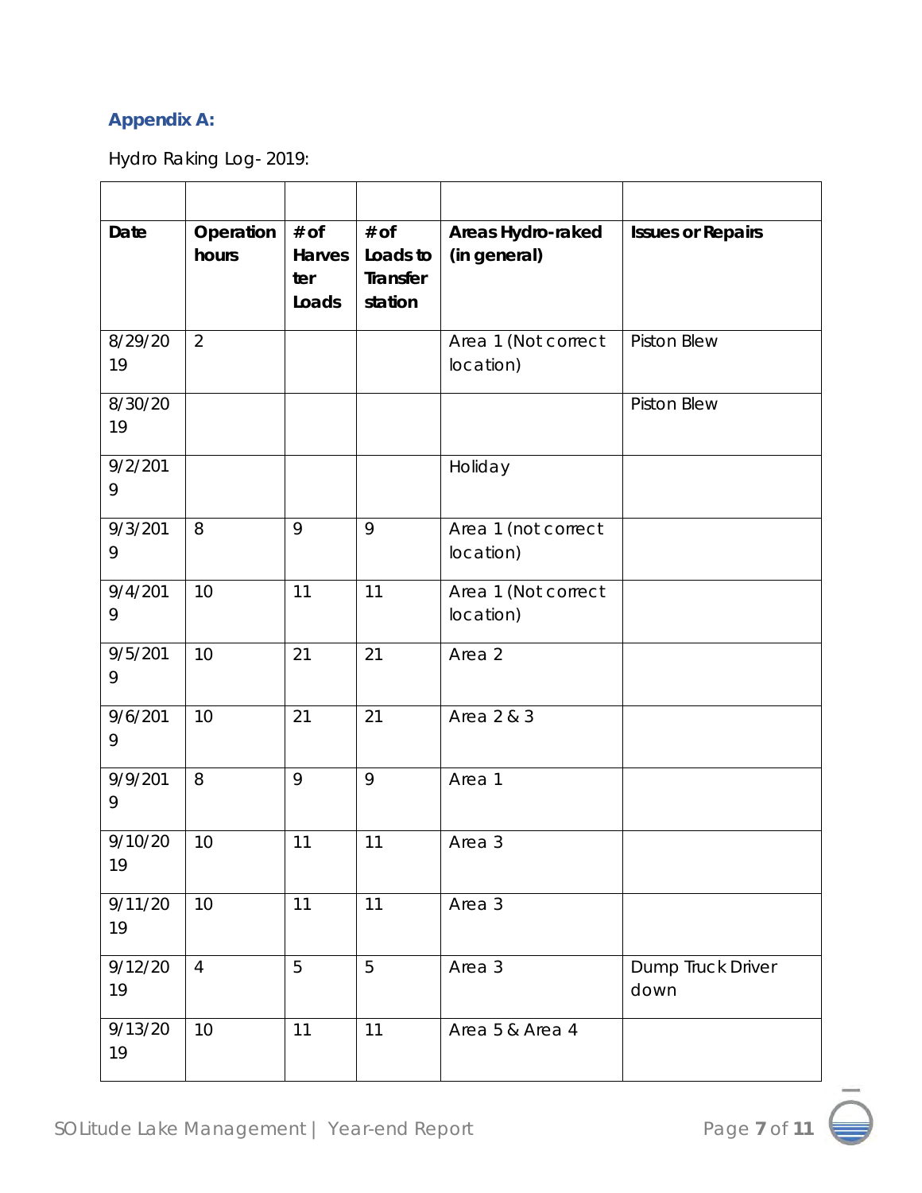**Appendix A:**

Hydro Raking Log- 2019:

| Date | Operation hours | # of Harvester Loads | # of Loads to Transfer station | Areas Hydro-raked (in general) | Issues or Repairs |
|---|---|---|---|---|---|
| 8/29/2019 | 2 | | | Area 1 (Not correct location) | Piston Blew |
| 8/30/2019 | | | | | Piston Blew |
| 9/2/2019 | | | | Holiday | |
| 9/3/2019 | 8 | 9 | 9 | Area 1 (not correct location) | |
| 9/4/2019 | 10 | 11 | 11 | Area 1 (Not correct location) | |
| 9/5/2019 | 10 | 21 | 21 | Area 2 | |
| 9/6/2019 | 10 | 21 | 21 | Area 2 & 3 | |
| 9/9/2019 | 8 | 9 | 9 | Area 1 | |
| 9/10/2019 | 10 | 11 | 11 | Area 3 | |
| 9/11/2019 | 10 | 11 | 11 | Area 3 | |
| 9/12/2019 | 4 | 5 | 5 | Area 3 | Dump Truck Driver down |
| 9/13/2019 | 10 | 11 | 11 | Area 5 & Area 4 | |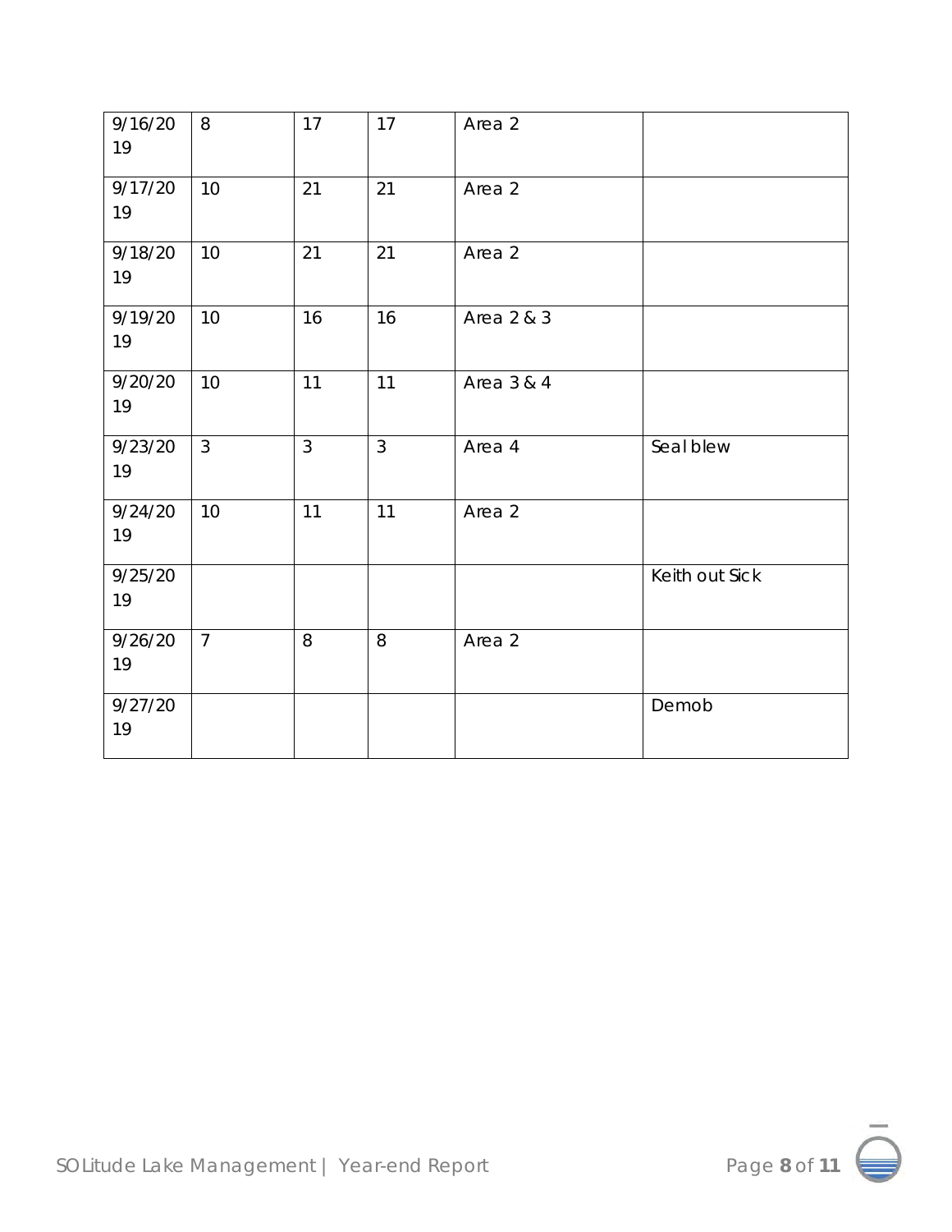| | | | | | |
|---|---|---|---|---|---|
| 9/16/2019 | 8 | 17 | 17 | Area 2 | |
| 9/17/2019 | 10 | 21 | 21 | Area 2 | |
| 9/18/2019 | 10 | 21 | 21 | Area 2 | |
| 9/19/2019 | 10 | 16 | 16 | Area 2 & 3 | |
| 9/20/2019 | 10 | 11 | 11 | Area 3 & 4 | |
| 9/23/2019 | 3 | 3 | 3 | Area 4 | Seal blew |
| 9/24/2019 | 10 | 11 | 11 | Area 2 | |
| 9/25/2019 | | | | | Keith out Sick |
| 9/26/2019 | 7 | 8 | 8 | Area 2 | |
| 9/27/2019 | | | | | Demob |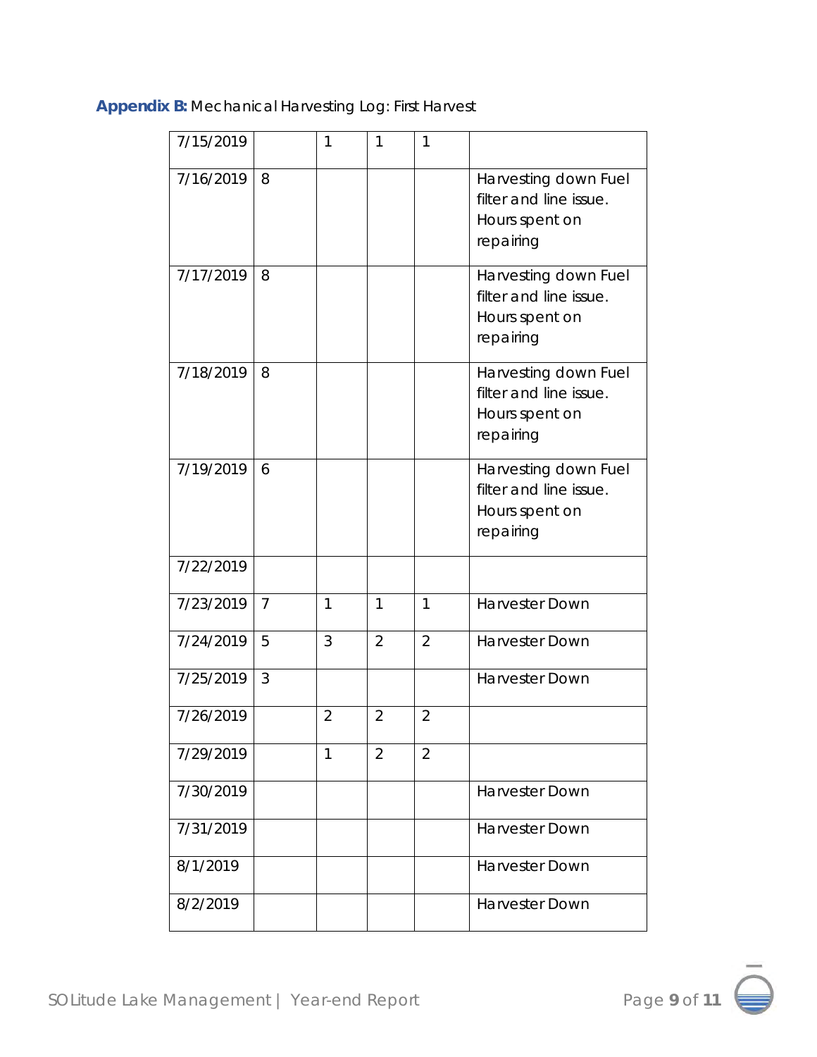**Appendix B:** Mechanical Harvesting Log: First Harvest

| | | | | | |
|---|---|---|---|---|---|
| 7/15/2019 | | 1 | 1 | 1 | |
| 7/16/2019 | 8 | | | | Harvesting down Fuel filter and line issue. Hours spent on repairing |
| 7/17/2019 | 8 | | | | Harvesting down Fuel filter and line issue. Hours spent on repairing |
| 7/18/2019 | 8 | | | | Harvesting down Fuel filter and line issue. Hours spent on repairing |
| 7/19/2019 | 6 | | | | Harvesting down Fuel filter and line issue. Hours spent on repairing |
| 7/22/2019 | | | | | |
| 7/23/2019 | 7 | 1 | 1 | 1 | Harvester Down |
| 7/24/2019 | 5 | 3 | 2 | 2 | Harvester Down |
| 7/25/2019 | 3 | | | | Harvester Down |
| 7/26/2019 | | 2 | 2 | 2 | |
| 7/29/2019 | | 1 | 2 | 2 | |
| 7/30/2019 | | | | | Harvester Down |
| 7/31/2019 | | | | | Harvester Down |
| 8/1/2019 | | | | | Harvester Down |
| 8/2/2019 | | | | | Harvester Down |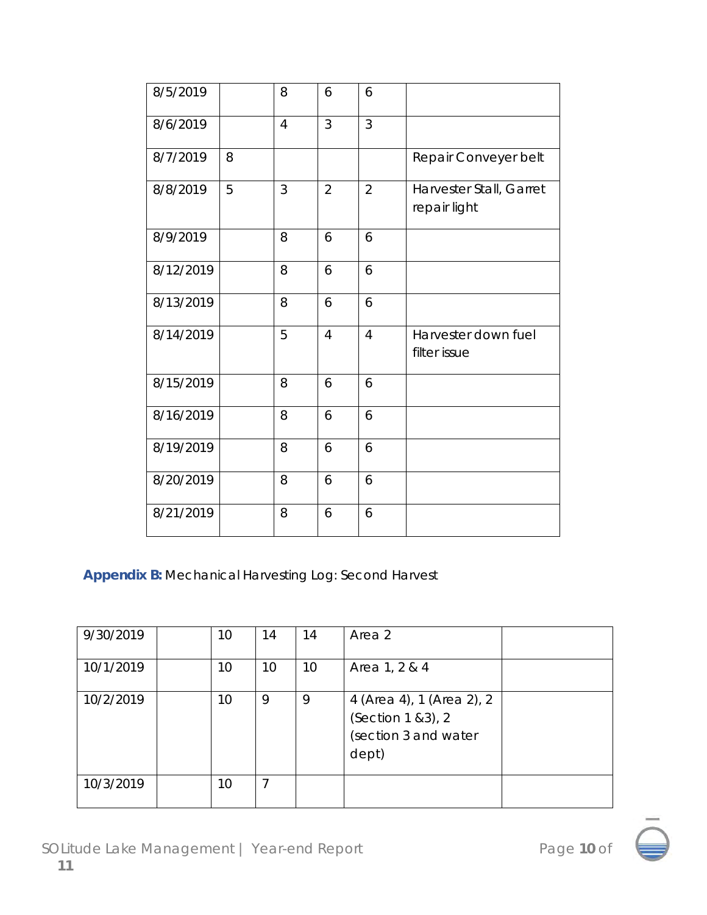| | | | | | |
|---|---|---|---|---|---|
| 8/5/2019 | | 8 | 6 | 6 | |
| 8/6/2019 | | 4 | 3 | 3 | |
| 8/7/2019 | 8 | | | | Repair Conveyer belt |
| 8/8/2019 | 5 | 3 | 2 | 2 | Harvester Stall, Garret repair light |
| 8/9/2019 | | 8 | 6 | 6 | |
| 8/12/2019 | | 8 | 6 | 6 | |
| 8/13/2019 | | 8 | 6 | 6 | |
| 8/14/2019 | | 5 | 4 | 4 | Harvester down fuel filter issue |
| 8/15/2019 | | 8 | 6 | 6 | |
| 8/16/2019 | | 8 | 6 | 6 | |
| 8/19/2019 | | 8 | 6 | 6 | |
| 8/20/2019 | | 8 | 6 | 6 | |
| 8/21/2019 | | 8 | 6 | 6 | |

**Appendix B:** Mechanical Harvesting Log: Second Harvest

| | | | | | | |
|---|---|---|---|---|---|---|
| 9/30/2019 | | 10 | 14 | 14 | Area 2 | |
| 10/1/2019 | | 10 | 10 | 10 | Area 1, 2 & 4 | |
| 10/2/2019 | | 10 | 9 | 9 | 4 (Area 4), 1 (Area 2), 2 (Section 1 &3), 2 (section 3 and water dept) | |
| 10/3/2019 | | 10 | 7 | | | |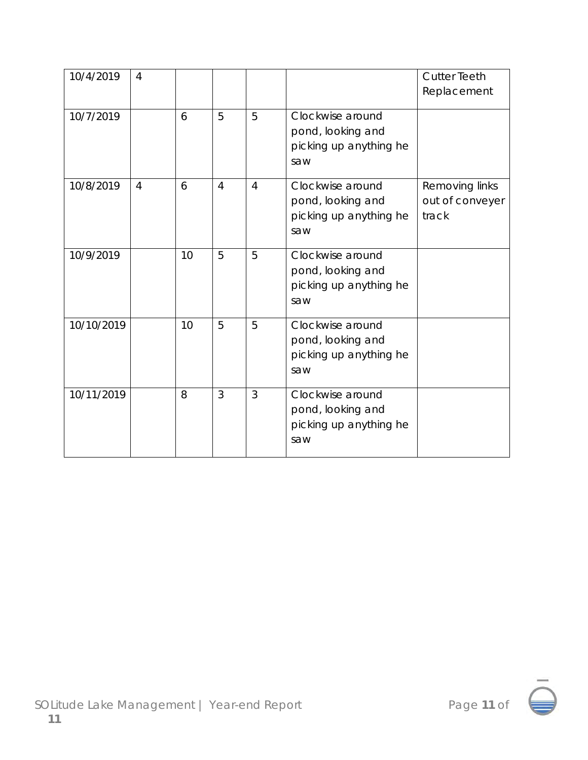| 10/4/2019 | 4 | | | | | Cutter Teeth Replacement |
|---|---|---|---|---|---|---|
| 10/7/2019 | | 6 | 5 | 5 | Clockwise around pond, looking and picking up anything he saw | |
| 10/8/2019 | 4 | 6 | 4 | 4 | Clockwise around pond, looking and picking up anything he saw | Removing links out of conveyer track |
| 10/9/2019 | | 10 | 5 | 5 | Clockwise around pond, looking and picking up anything he saw | |
| 10/10/2019 | | 10 | 5 | 5 | Clockwise around pond, looking and picking up anything he saw | |
| 10/11/2019 | | 8 | 3 | 3 | Clockwise around pond, looking and picking up anything he saw | |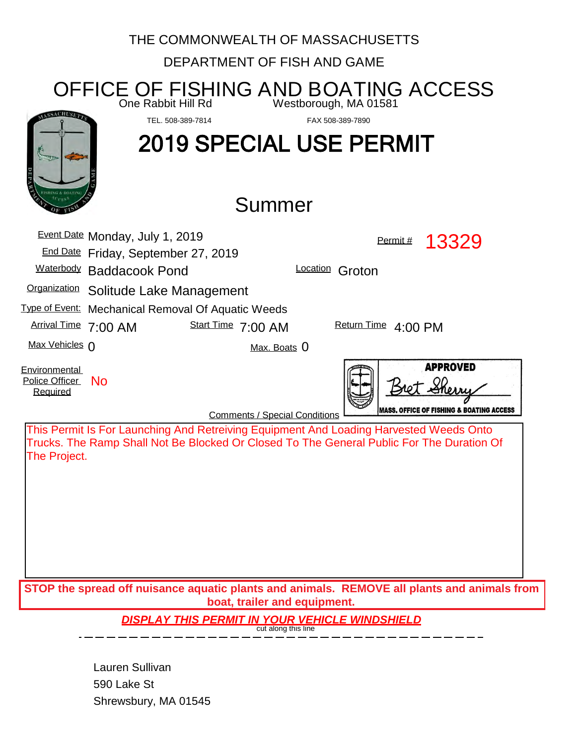THE COMMONWEALTH OF MASSACHUSETTS

DEPARTMENT OF FISH AND GAME

# OFFICE OF FISHING AND BOATING ACCESS

One Rabbit Hill Rd Westborough, MA 01581

TEL. 508-389-7814 FAX 508-389-7890

# 2019 SPECIAL USE PERMIT

## Summer

Event Date Monday, July 1, 2019

Permit # 13329

End Date Friday, September 27, 2019

Waterbody Baddacook Pond

Location Groton

Organization Solitude Lake Management

Type of Event: Mechanical Removal Of Aquatic Weeds

Arrival Time 7:00 AM Start Time 7:00 AM Return Time 4:00 PM

Max Vehicles 0 Max. Boats 0

Environmental Police Officer Required No

APPROVED
Bret Sherry
MASS. OFFICE OF FISHING & BOATING ACCESS

Comments / Special Conditions

This Permit Is For Launching And Retreiving Equipment And Loading Harvested Weeds Onto Trucks. The Ramp Shall Not Be Blocked Or Closed To The General Public For The Duration Of The Project.

**STOP the spread off nuisance aquatic plants and animals. REMOVE all plants and animals from boat, trailer and equipment.**

***DISPLAY THIS PERMIT IN YOUR VEHICLE WINDSHIELD***

cut along this line

Lauren Sullivan
590 Lake St
Shrewsbury, MA 01545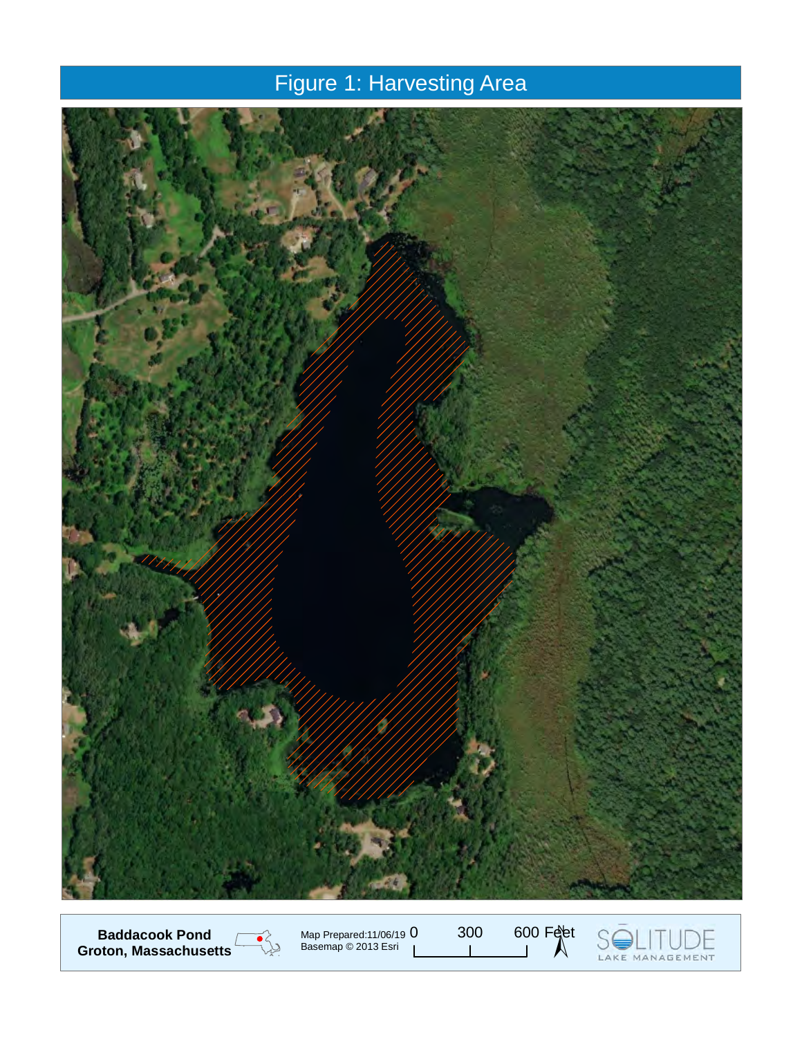# Figure 1: Harvesting Area

**Baddacook Pond**
**Groton, Massachusetts**

Map Prepared:11/06/19
Basemap © 2013 Esri

0 300 600 Feet

SOLITUDE LAKE MANAGEMENT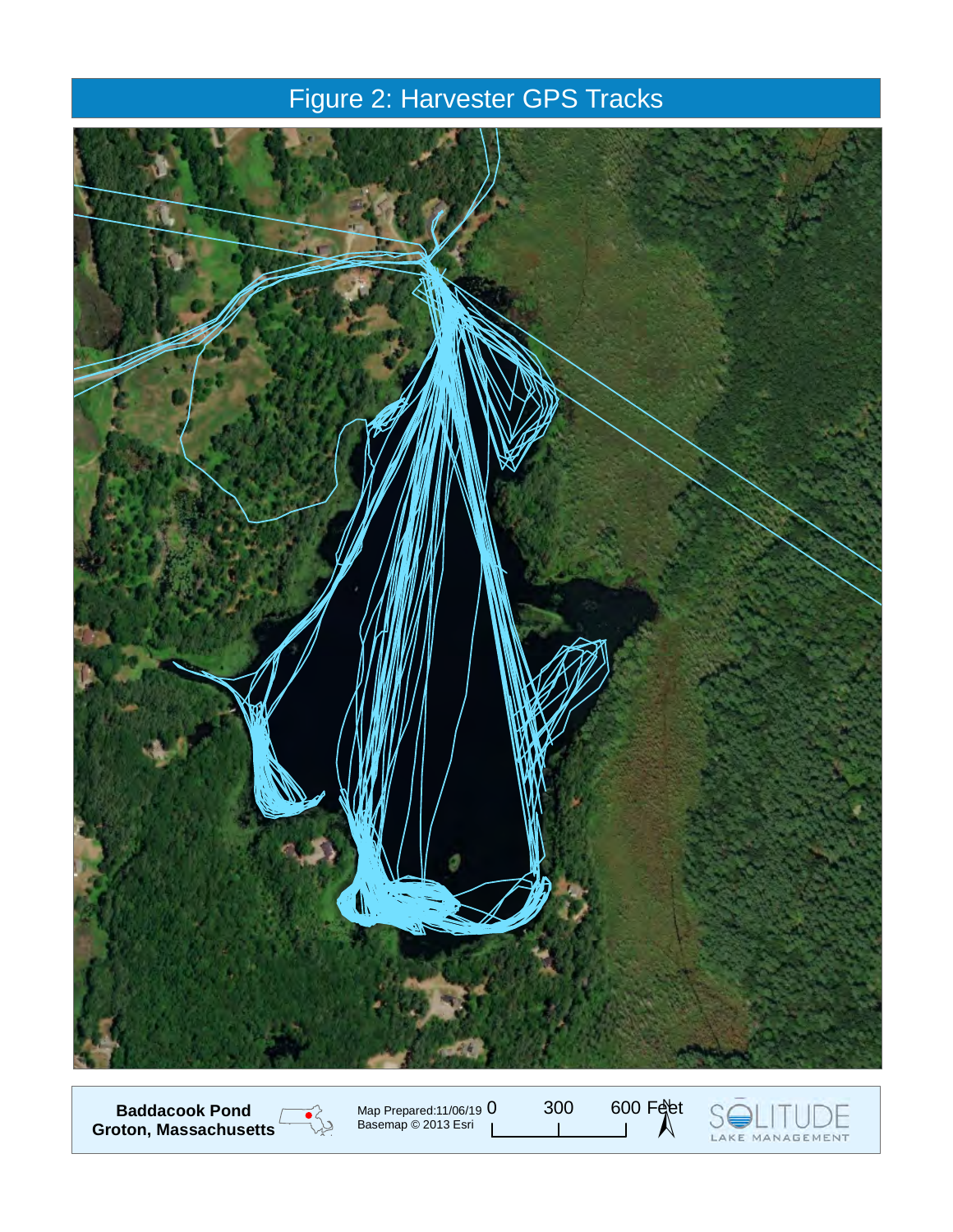# Figure 2: Harvester GPS Tracks

**Baddacook Pond**
**Groton, Massachusetts**

Map Prepared:11/06/19
Basemap © 2013 Esri

0 300 600 Feet

N

SOLITUDE LAKE MANAGEMENT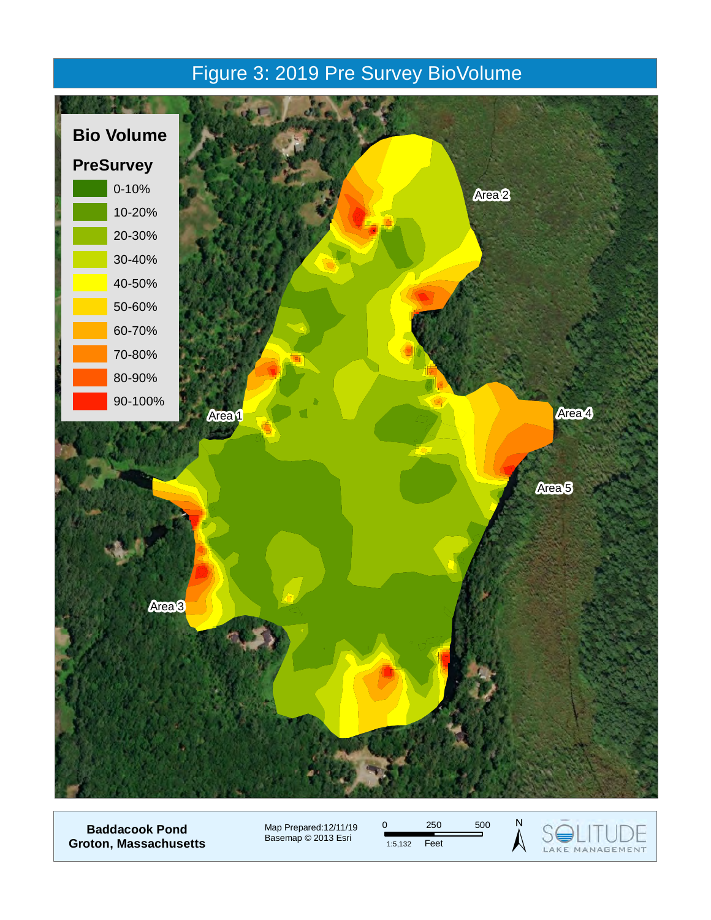# Figure 3: 2019 Pre Survey BioVolume

**Bio Volume**

**PreSurvey**

- 0-10%
- 10-20%
- 20-30%
- 30-40%
- 40-50%
- 50-60%
- 60-70%
- 70-80%
- 80-90%
- 90-100%

Area 1

Area 2

Area 3

Area 4

Area 5

**Baddacook Pond**
**Groton, Massachusetts**

Map Prepared:12/11/19
Basemap © 2013 Esri

0 250 500
1:5,132 Feet

N

SOLITUDE LAKE MANAGEMENT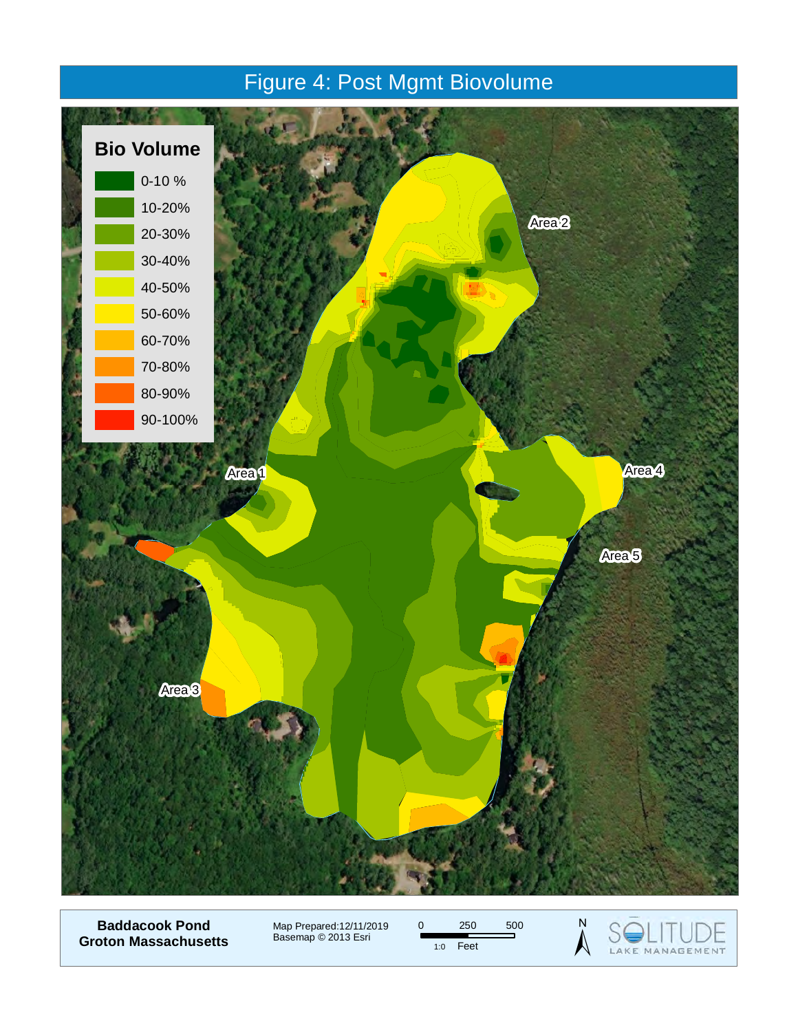# Figure 4: Post Mgmt Biovolume

**Bio Volume**

- 0-10 %
- 10-20%
- 20-30%
- 30-40%
- 40-50%
- 50-60%
- 60-70%
- 70-80%
- 80-90%
- 90-100%

Area 1

Area 2

Area 3

Area 4

Area 5

**Baddacook Pond**
**Groton Massachusetts**

Map Prepared:12/11/2019
Basemap © 2013 Esri

0 250 500
1:0 Feet

N

SOLITUDE LAKE MANAGEMENT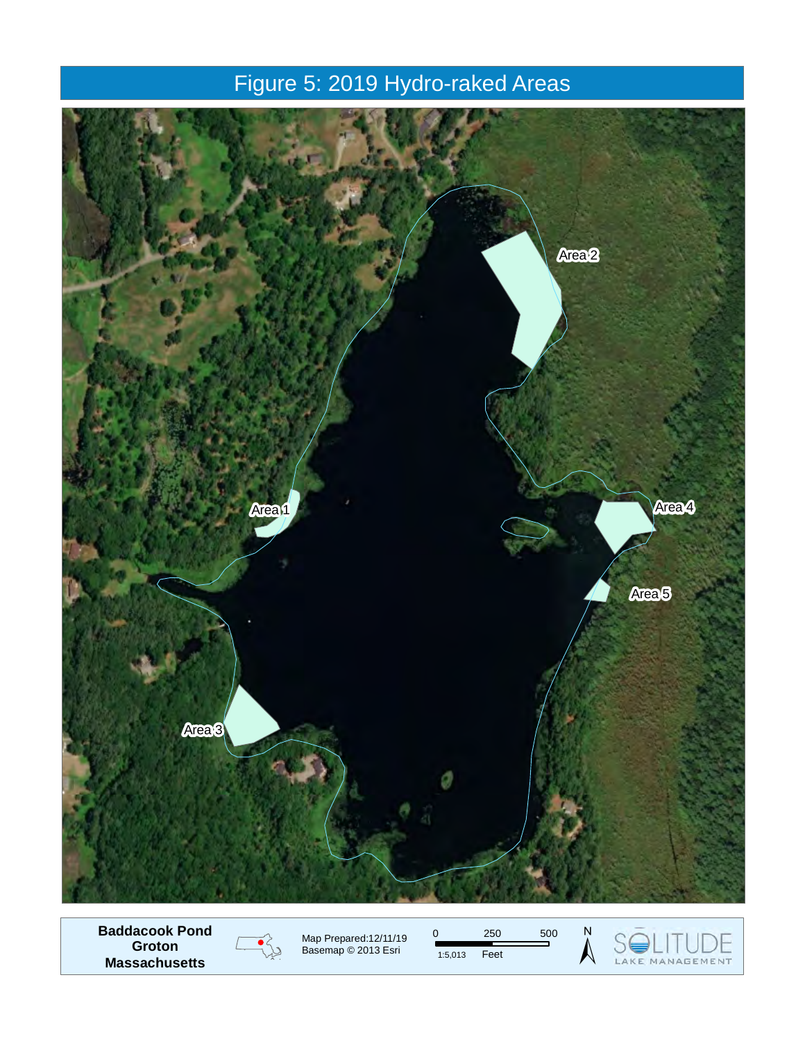# Figure 5: 2019 Hydro-raked Areas

Area 1

Area 2

Area 3

Area 4

Area 5

**Baddacook Pond**
**Groton**
**Massachusetts**

Map Prepared:12/11/19
Basemap © 2013 Esri

0 250 500
1:5,013 Feet

N

SOLITUDE
LAKE MANAGEMENT